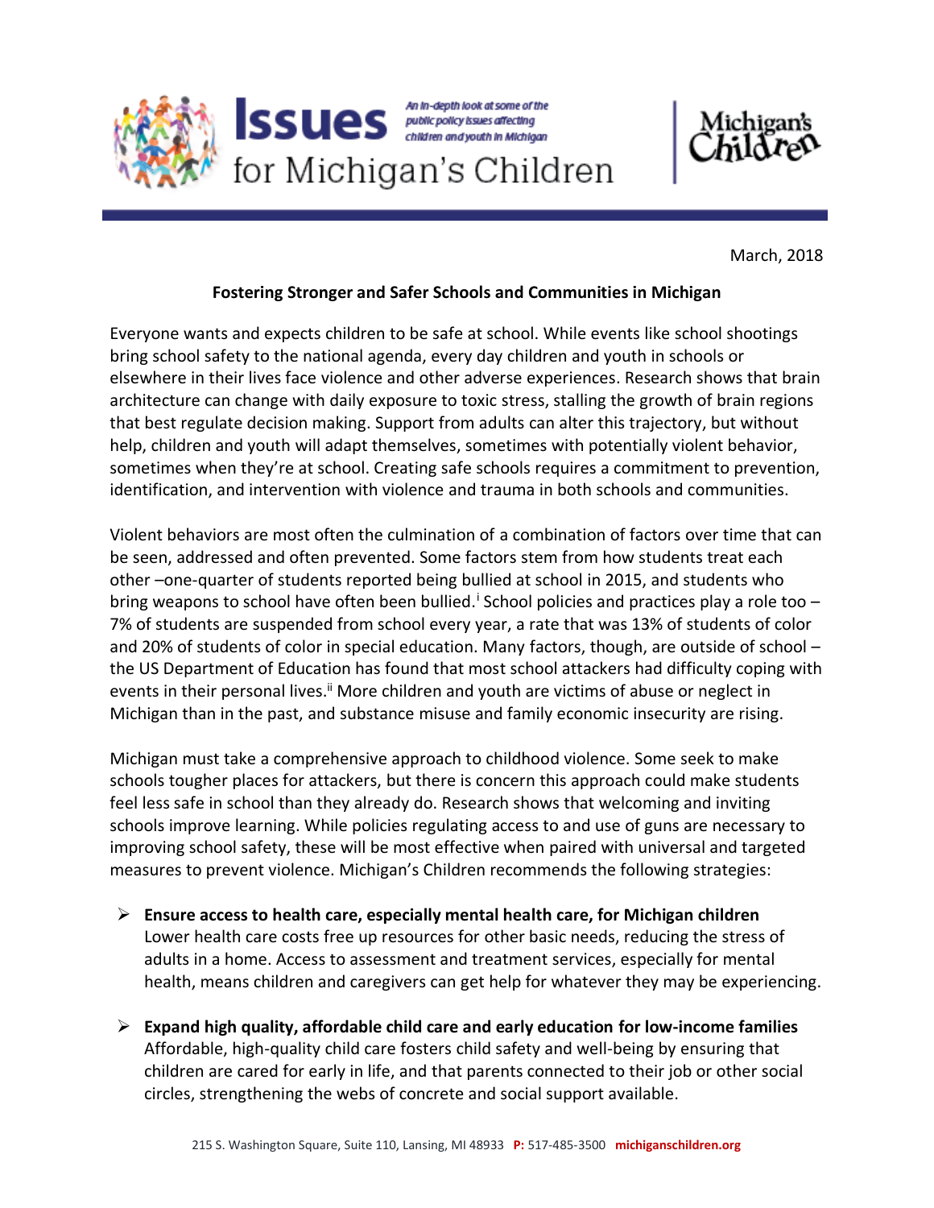# Issues for Michigan's Children

*An in-depth look at some of the public policy issues affecting children and youth in Michigan*

Michigan's Children

March, 2018

## Fostering Stronger and Safer Schools and Communities in Michigan

Everyone wants and expects children to be safe at school. While events like school shootings bring school safety to the national agenda, every day children and youth in schools or elsewhere in their lives face violence and other adverse experiences. Research shows that brain architecture can change with daily exposure to toxic stress, stalling the growth of brain regions that best regulate decision making. Support from adults can alter this trajectory, but without help, children and youth will adapt themselves, sometimes with potentially violent behavior, sometimes when they're at school. Creating safe schools requires a commitment to prevention, identification, and intervention with violence and trauma in both schools and communities.

Violent behaviors are most often the culmination of a combination of factors over time that can be seen, addressed and often prevented. Some factors stem from how students treat each other –one-quarter of students reported being bullied at school in 2015, and students who bring weapons to school have often been bullied.[i] School policies and practices play a role too – 7% of students are suspended from school every year, a rate that was 13% of students of color and 20% of students of color in special education. Many factors, though, are outside of school – the US Department of Education has found that most school attackers had difficulty coping with events in their personal lives.[ii] More children and youth are victims of abuse or neglect in Michigan than in the past, and substance misuse and family economic insecurity are rising.

Michigan must take a comprehensive approach to childhood violence. Some seek to make schools tougher places for attackers, but there is concern this approach could make students feel less safe in school than they already do. Research shows that welcoming and inviting schools improve learning. While policies regulating access to and use of guns are necessary to improving school safety, these will be most effective when paired with universal and targeted measures to prevent violence. Michigan's Children recommends the following strategies:

- **Ensure access to health care, especially mental health care, for Michigan children**
  Lower health care costs free up resources for other basic needs, reducing the stress of adults in a home. Access to assessment and treatment services, especially for mental health, means children and caregivers can get help for whatever they may be experiencing.

- **Expand high quality, affordable child care and early education for low-income families**
  Affordable, high-quality child care fosters child safety and well-being by ensuring that children are cared for early in life, and that parents connected to their job or other social circles, strengthening the webs of concrete and social support available.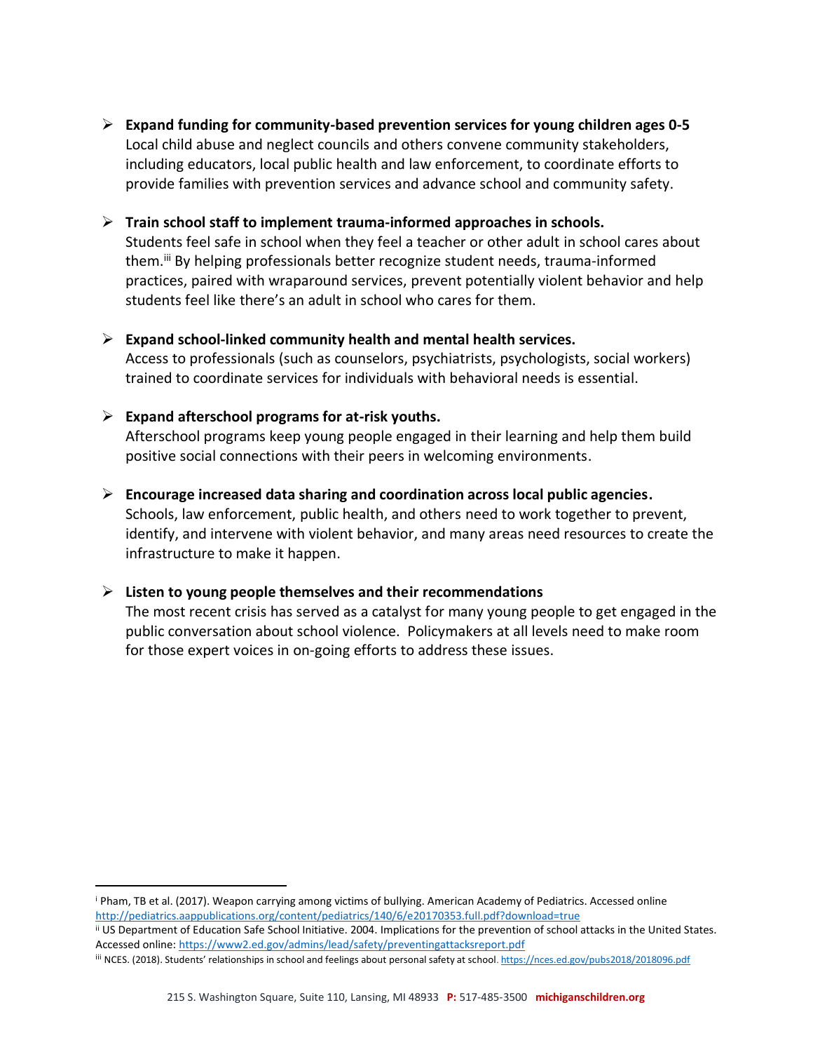- **Expand funding for community-based prevention services for young children ages 0-5**
  Local child abuse and neglect councils and others convene community stakeholders, including educators, local public health and law enforcement, to coordinate efforts to provide families with prevention services and advance school and community safety.

- **Train school staff to implement trauma-informed approaches in schools.**
  Students feel safe in school when they feel a teacher or other adult in school cares about them.[iii] By helping professionals better recognize student needs, trauma-informed practices, paired with wraparound services, prevent potentially violent behavior and help students feel like there's an adult in school who cares for them.

- **Expand school-linked community health and mental health services.**
  Access to professionals (such as counselors, psychiatrists, psychologists, social workers) trained to coordinate services for individuals with behavioral needs is essential.

- **Expand afterschool programs for at-risk youths.**
  Afterschool programs keep young people engaged in their learning and help them build positive social connections with their peers in welcoming environments.

- **Encourage increased data sharing and coordination across local public agencies.**
  Schools, law enforcement, public health, and others need to work together to prevent, identify, and intervene with violent behavior, and many areas need resources to create the infrastructure to make it happen.

- **Listen to young people themselves and their recommendations**
  The most recent crisis has served as a catalyst for many young people to get engaged in the public conversation about school violence. Policymakers at all levels need to make room for those expert voices in on-going efforts to address these issues.

---

[i] Pham, TB et al. (2017). Weapon carrying among victims of bullying. American Academy of Pediatrics. Accessed online http://pediatrics.aappublications.org/content/pediatrics/140/6/e20170353.full.pdf?download=true

[ii] US Department of Education Safe School Initiative. 2004. Implications for the prevention of school attacks in the United States. Accessed online: https://www2.ed.gov/admins/lead/safety/preventingattacksreport.pdf

[iii] NCES. (2018). Students' relationships in school and feelings about personal safety at school. https://nces.ed.gov/pubs2018/2018096.pdf

215 S. Washington Square, Suite 110, Lansing, MI 48933 **P:** 517-485-3500 **michiganschildren.org**